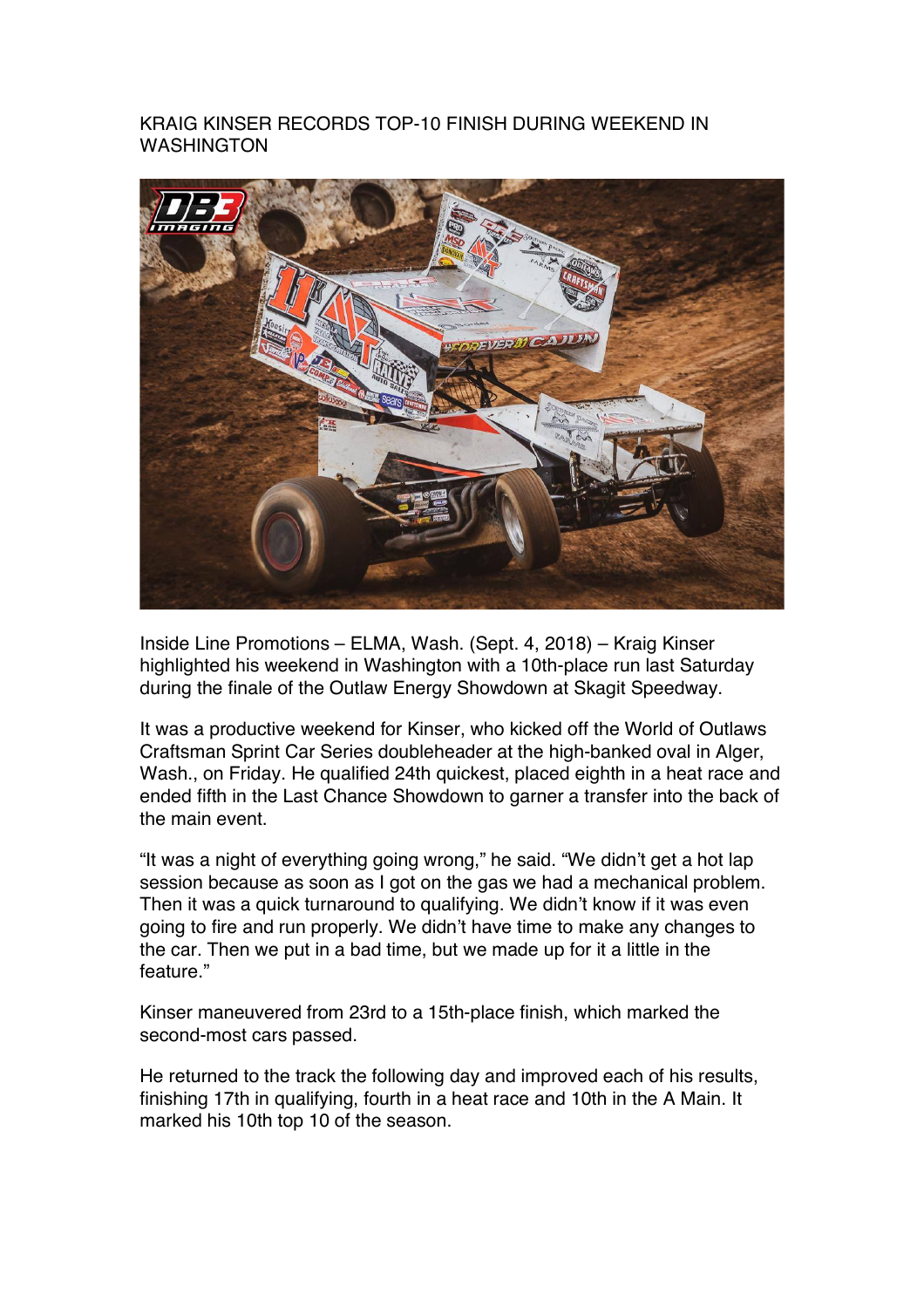# KRAIG KINSER RECORDS TOP-10 FINISH DURING WEEKEND IN WASHINGTON

Inside Line Promotions – ELMA, Wash. (Sept. 4, 2018) – Kraig Kinser highlighted his weekend in Washington with a 10th-place run last Saturday during the finale of the Outlaw Energy Showdown at Skagit Speedway.

It was a productive weekend for Kinser, who kicked off the World of Outlaws Craftsman Sprint Car Series doubleheader at the high-banked oval in Alger, Wash., on Friday. He qualified 24th quickest, placed eighth in a heat race and ended fifth in the Last Chance Showdown to garner a transfer into the back of the main event.

“It was a night of everything going wrong,” he said. “We didn’t get a hot lap session because as soon as I got on the gas we had a mechanical problem. Then it was a quick turnaround to qualifying. We didn’t know if it was even going to fire and run properly. We didn’t have time to make any changes to the car. Then we put in a bad time, but we made up for it a little in the feature.”

Kinser maneuvered from 23rd to a 15th-place finish, which marked the second-most cars passed.

He returned to the track the following day and improved each of his results, finishing 17th in qualifying, fourth in a heat race and 10th in the A Main. It marked his 10th top 10 of the season.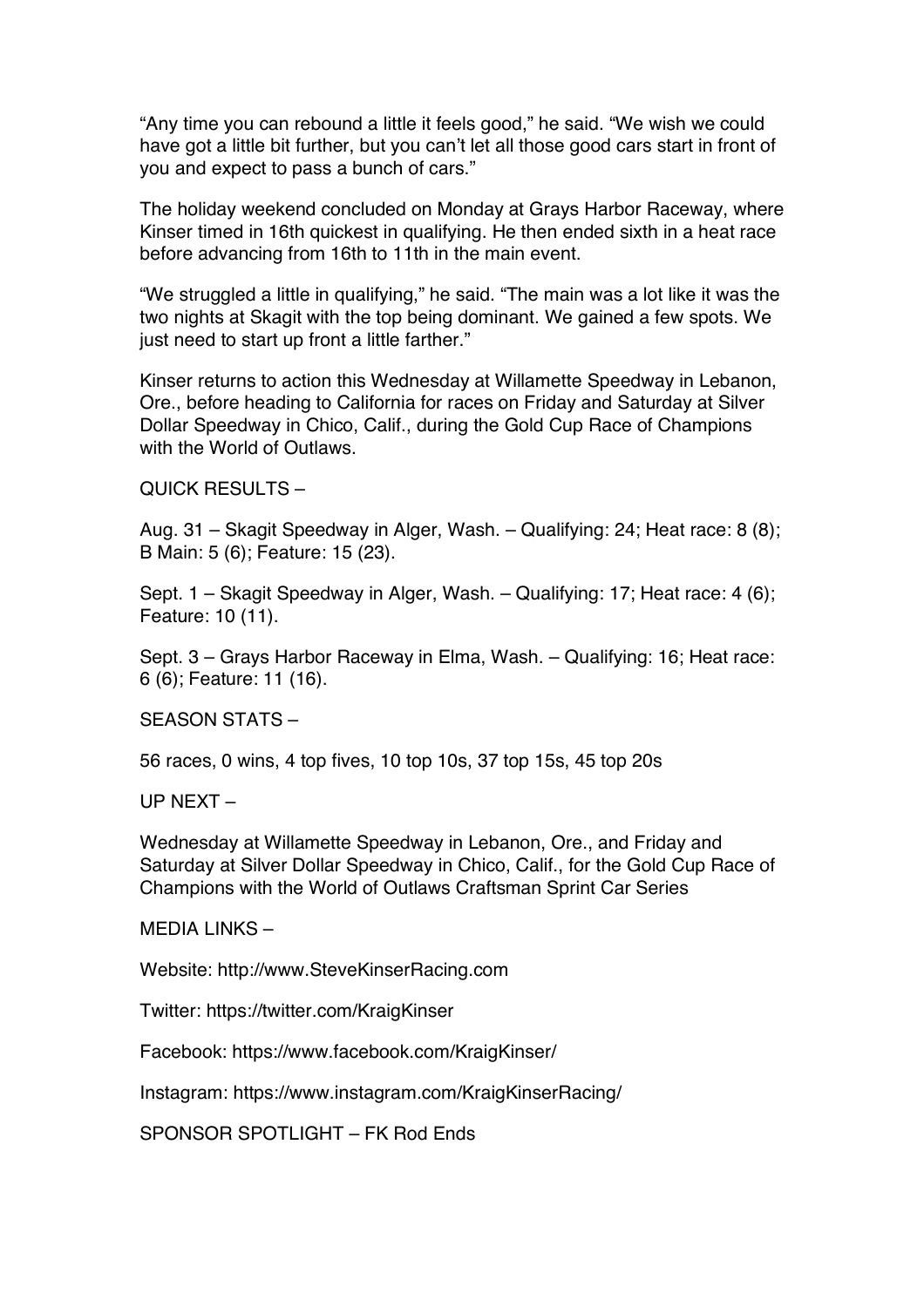"Any time you can rebound a little it feels good," he said. "We wish we could have got a little bit further, but you can't let all those good cars start in front of you and expect to pass a bunch of cars."

The holiday weekend concluded on Monday at Grays Harbor Raceway, where Kinser timed in 16th quickest in qualifying. He then ended sixth in a heat race before advancing from 16th to 11th in the main event.

"We struggled a little in qualifying," he said. "The main was a lot like it was the two nights at Skagit with the top being dominant. We gained a few spots. We just need to start up front a little farther."

Kinser returns to action this Wednesday at Willamette Speedway in Lebanon, Ore., before heading to California for races on Friday and Saturday at Silver Dollar Speedway in Chico, Calif., during the Gold Cup Race of Champions with the World of Outlaws.

QUICK RESULTS –

Aug. 31 – Skagit Speedway in Alger, Wash. – Qualifying: 24; Heat race: 8 (8); B Main: 5 (6); Feature: 15 (23).

Sept. 1 – Skagit Speedway in Alger, Wash. – Qualifying: 17; Heat race: 4 (6); Feature: 10 (11).

Sept. 3 – Grays Harbor Raceway in Elma, Wash. – Qualifying: 16; Heat race: 6 (6); Feature: 11 (16).

SEASON STATS –

56 races, 0 wins, 4 top fives, 10 top 10s, 37 top 15s, 45 top 20s

UP NEXT –

Wednesday at Willamette Speedway in Lebanon, Ore., and Friday and Saturday at Silver Dollar Speedway in Chico, Calif., for the Gold Cup Race of Champions with the World of Outlaws Craftsman Sprint Car Series

MEDIA LINKS –

Website: http://www.SteveKinserRacing.com

Twitter: https://twitter.com/KraigKinser

Facebook: https://www.facebook.com/KraigKinser/

Instagram: https://www.instagram.com/KraigKinserRacing/

SPONSOR SPOTLIGHT – FK Rod Ends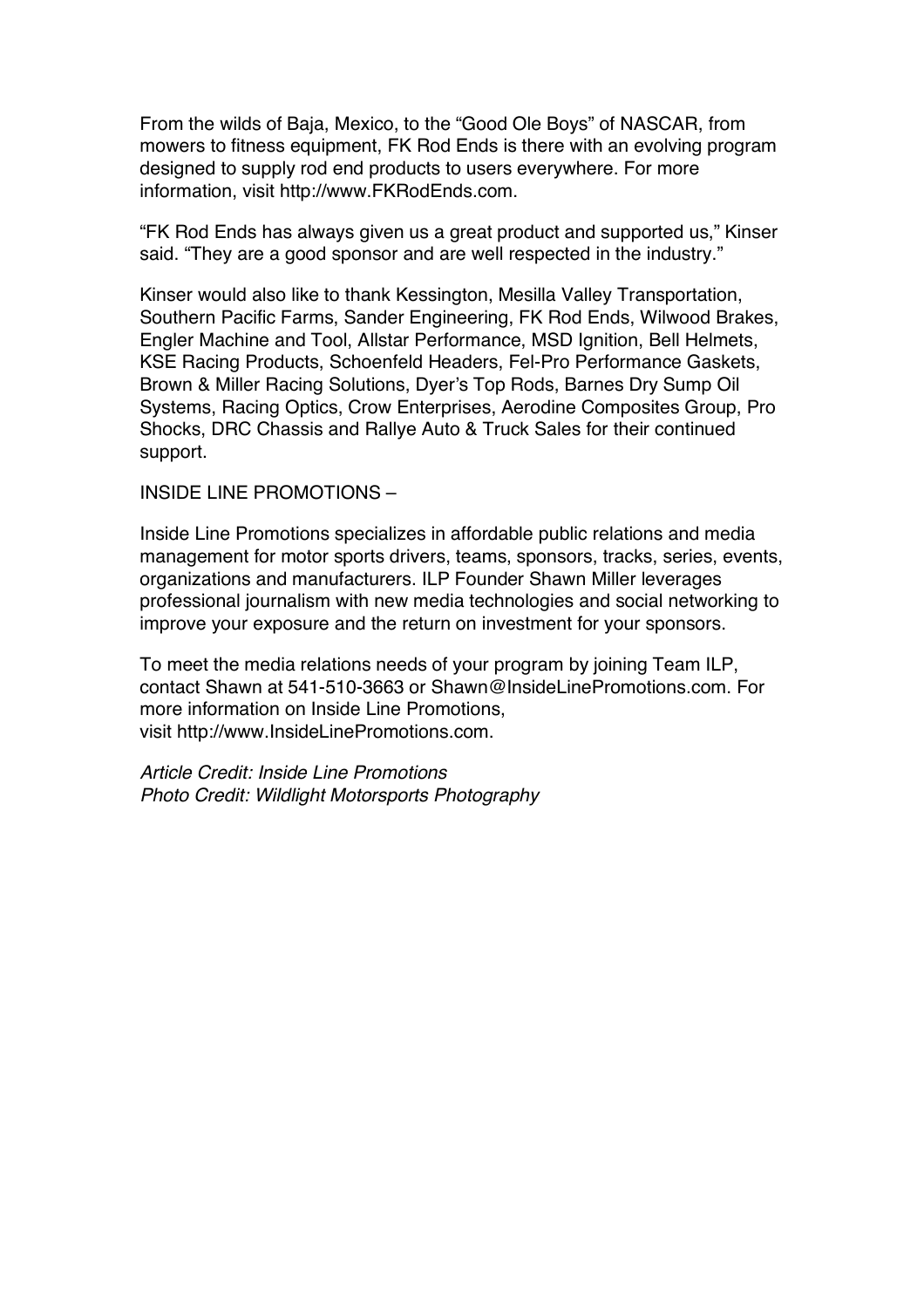From the wilds of Baja, Mexico, to the “Good Ole Boys” of NASCAR, from mowers to fitness equipment, FK Rod Ends is there with an evolving program designed to supply rod end products to users everywhere. For more information, visit http://www.FKRodEnds.com.

“FK Rod Ends has always given us a great product and supported us,” Kinser said. “They are a good sponsor and are well respected in the industry.”

Kinser would also like to thank Kessington, Mesilla Valley Transportation, Southern Pacific Farms, Sander Engineering, FK Rod Ends, Wilwood Brakes, Engler Machine and Tool, Allstar Performance, MSD Ignition, Bell Helmets, KSE Racing Products, Schoenfeld Headers, Fel-Pro Performance Gaskets, Brown & Miller Racing Solutions, Dyer’s Top Rods, Barnes Dry Sump Oil Systems, Racing Optics, Crow Enterprises, Aerodine Composites Group, Pro Shocks, DRC Chassis and Rallye Auto & Truck Sales for their continued support.

INSIDE LINE PROMOTIONS –

Inside Line Promotions specializes in affordable public relations and media management for motor sports drivers, teams, sponsors, tracks, series, events, organizations and manufacturers. ILP Founder Shawn Miller leverages professional journalism with new media technologies and social networking to improve your exposure and the return on investment for your sponsors.

To meet the media relations needs of your program by joining Team ILP, contact Shawn at 541-510-3663 or Shawn@InsideLinePromotions.com. For more information on Inside Line Promotions, visit http://www.InsideLinePromotions.com.

*Article Credit: Inside Line Promotions*
*Photo Credit: Wildlight Motorsports Photography*